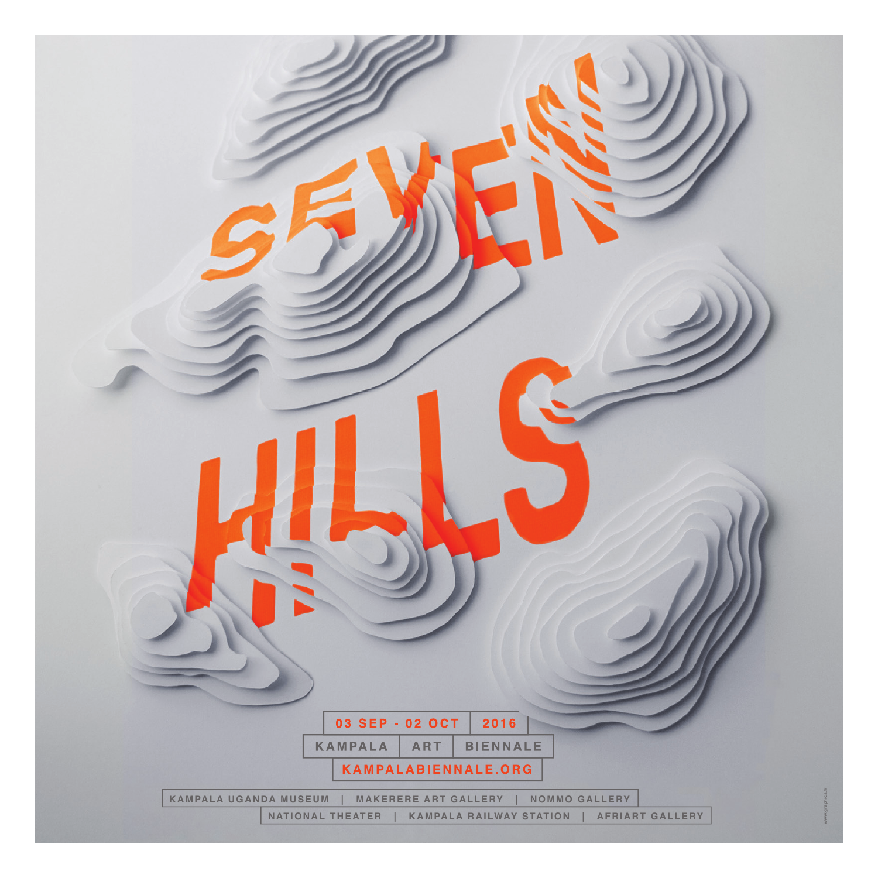# SEVEN HILLS

**03 SEP - 02 OCT | 2016**

**KAMPALA | ART | BIENNALE**

**KAMPALABIENNALE.ORG**

KAMPALA UGANDA MUSEUM | MAKERERE ART GALLERY | NOMMO GALLERY

NATIONAL THEATER | KAMPALA RAILWAY STATION | AFRIART GALLERY

www.graphica.fr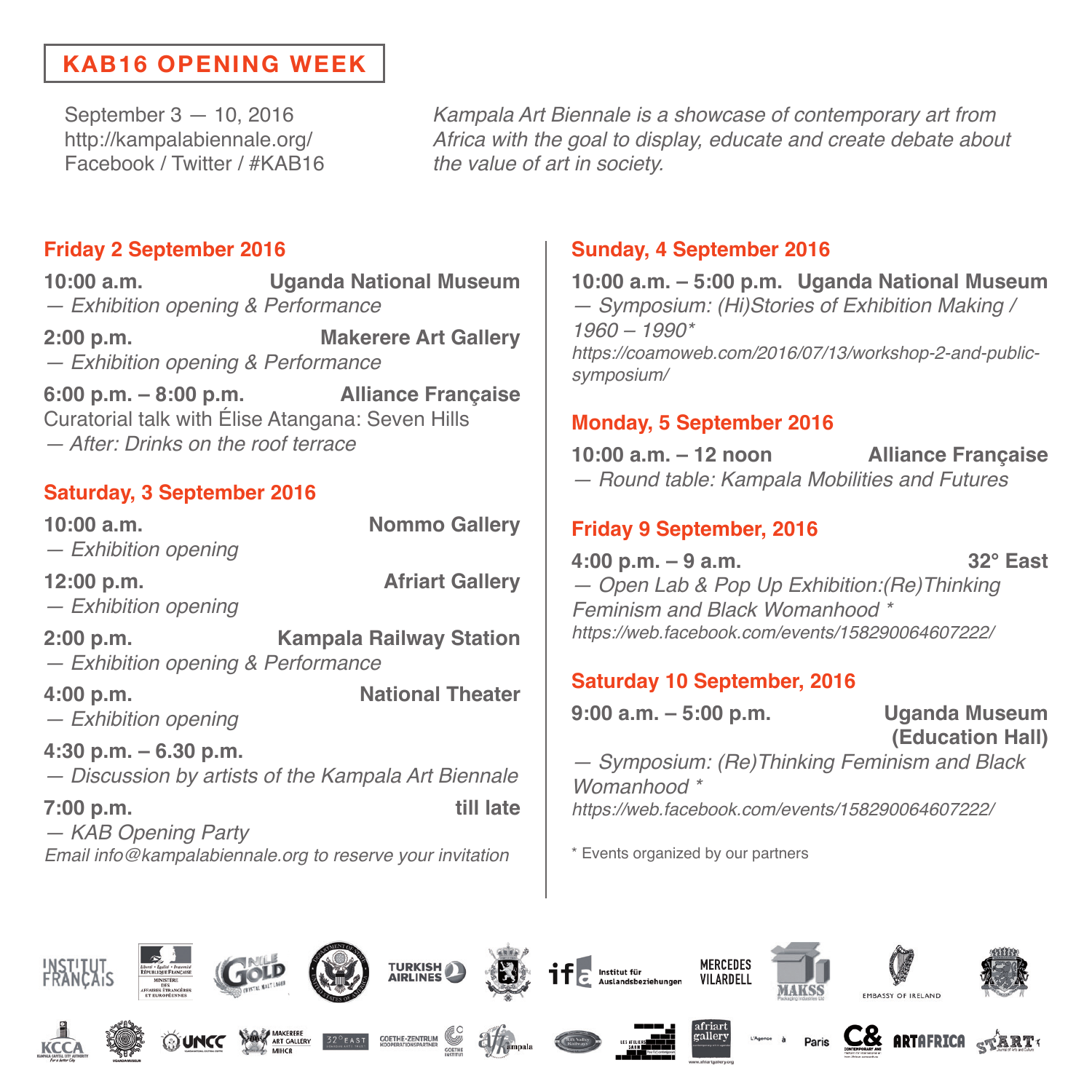# KAB16 OPENING WEEK

September 3 — 10, 2016
http://kampalabiennale.org/
Facebook / Twitter / #KAB16

*Kampala Art Biennale is a showcase of contemporary art from Africa with the goal to display, educate and create debate about the value of art in society.*

## Friday 2 September 2016

**10:00 a.m.** **Uganda National Museum**
*— Exhibition opening & Performance*

**2:00 p.m.** **Makerere Art Gallery**
*— Exhibition opening & Performance*

**6:00 p.m. – 8:00 p.m.** **Alliance Française**
Curatorial talk with Élise Atangana: Seven Hills
*— After: Drinks on the roof terrace*

## Saturday, 3 September 2016

**10:00 a.m.** **Nommo Gallery**
*— Exhibition opening*

**12:00 p.m.** **Afriart Gallery**
*— Exhibition opening*

**2:00 p.m.** **Kampala Railway Station**
*— Exhibition opening & Performance*

**4:00 p.m.** **National Theater**
*— Exhibition opening*

**4:30 p.m. – 6.30 p.m.**
*— Discussion by artists of the Kampala Art Biennale*

**7:00 p.m.** **till late**
*— KAB Opening Party*
*Email info@kampalabiennale.org to reserve your invitation*

## Sunday, 4 September 2016

**10:00 a.m. – 5:00 p.m.** **Uganda National Museum**
*— Symposium: (Hi)Stories of Exhibition Making / 1960 – 1990**
*https://coamoweb.com/2016/07/13/workshop-2-and-public-symposium/*

## Monday, 5 September 2016

**10:00 a.m. – 12 noon** **Alliance Française**
*— Round table: Kampala Mobilities and Futures*

## Friday 9 September, 2016

**4:00 p.m. – 9 a.m.** **32° East**
*— Open Lab & Pop Up Exhibition:(Re)Thinking Feminism and Black Womanhood **
*https://web.facebook.com/events/158290064607222/*

## Saturday 10 September, 2016

**9:00 a.m. – 5:00 p.m.** **Uganda Museum (Education Hall)**
*— Symposium: (Re)Thinking Feminism and Black Womanhood **
*https://web.facebook.com/events/158290064607222/*

* Events organized by our partners